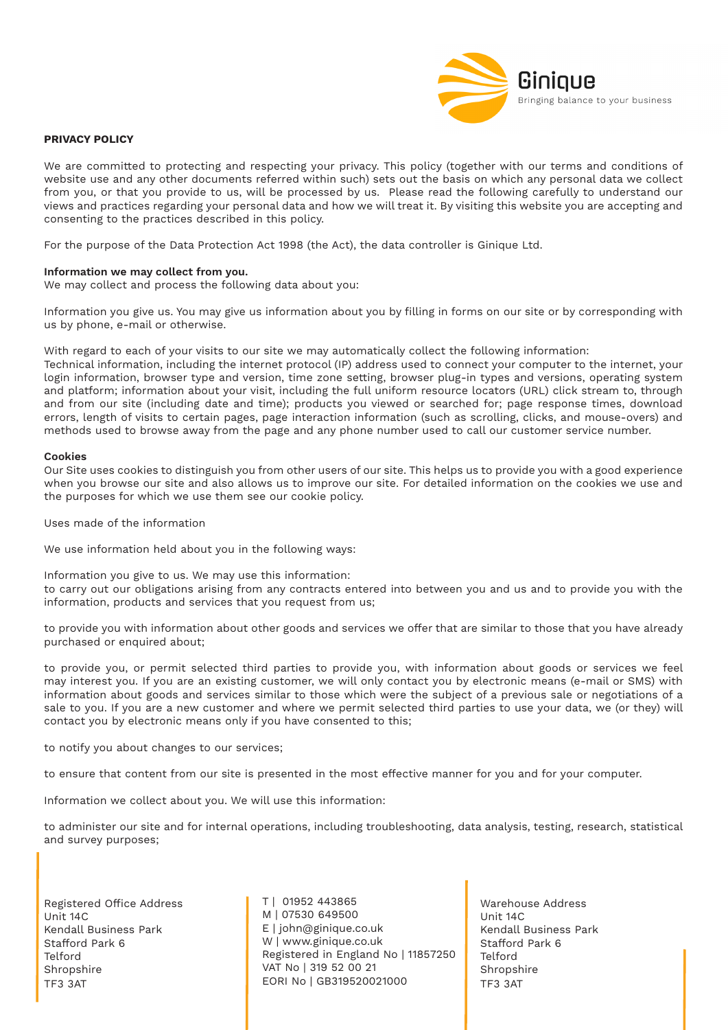Ginique

Bringing balance to your business

**PRIVACY POLICY**

We are committed to protecting and respecting your privacy. This policy (together with our terms and conditions of website use and any other documents referred within such) sets out the basis on which any personal data we collect from you, or that you provide to us, will be processed by us. Please read the following carefully to understand our views and practices regarding your personal data and how we will treat it. By visiting this website you are accepting and consenting to the practices described in this policy.

For the purpose of the Data Protection Act 1998 (the Act), the data controller is Ginique Ltd.

**Information we may collect from you.**
We may collect and process the following data about you:

Information you give us. You may give us information about you by filling in forms on our site or by corresponding with us by phone, e-mail or otherwise.

With regard to each of your visits to our site we may automatically collect the following information:
Technical information, including the internet protocol (IP) address used to connect your computer to the internet, your login information, browser type and version, time zone setting, browser plug-in types and versions, operating system and platform; information about your visit, including the full uniform resource locators (URL) click stream to, through and from our site (including date and time); products you viewed or searched for; page response times, download errors, length of visits to certain pages, page interaction information (such as scrolling, clicks, and mouse-overs) and methods used to browse away from the page and any phone number used to call our customer service number.

**Cookies**
Our Site uses cookies to distinguish you from other users of our site. This helps us to provide you with a good experience when you browse our site and also allows us to improve our site. For detailed information on the cookies we use and the purposes for which we use them see our cookie policy.

Uses made of the information

We use information held about you in the following ways:

Information you give to us. We may use this information:
to carry out our obligations arising from any contracts entered into between you and us and to provide you with the information, products and services that you request from us;

to provide you with information about other goods and services we offer that are similar to those that you have already purchased or enquired about;

to provide you, or permit selected third parties to provide you, with information about goods or services we feel may interest you. If you are an existing customer, we will only contact you by electronic means (e-mail or SMS) with information about goods and services similar to those which were the subject of a previous sale or negotiations of a sale to you. If you are a new customer and where we permit selected third parties to use your data, we (or they) will contact you by electronic means only if you have consented to this;

to notify you about changes to our services;

to ensure that content from our site is presented in the most effective manner for you and for your computer.

Information we collect about you. We will use this information:

to administer our site and for internal operations, including troubleshooting, data analysis, testing, research, statistical and survey purposes;

Registered Office Address
Unit 14C
Kendall Business Park
Stafford Park 6
Telford
Shropshire
TF3 3AT

T | 01952 443865
M | 07530 649500
E | john@ginique.co.uk
W | www.ginique.co.uk
Registered in England No | 11857250
VAT No | 319 52 00 21
EORI No | GB319520021000

Warehouse Address
Unit 14C
Kendall Business Park
Stafford Park 6
Telford
Shropshire
TF3 3AT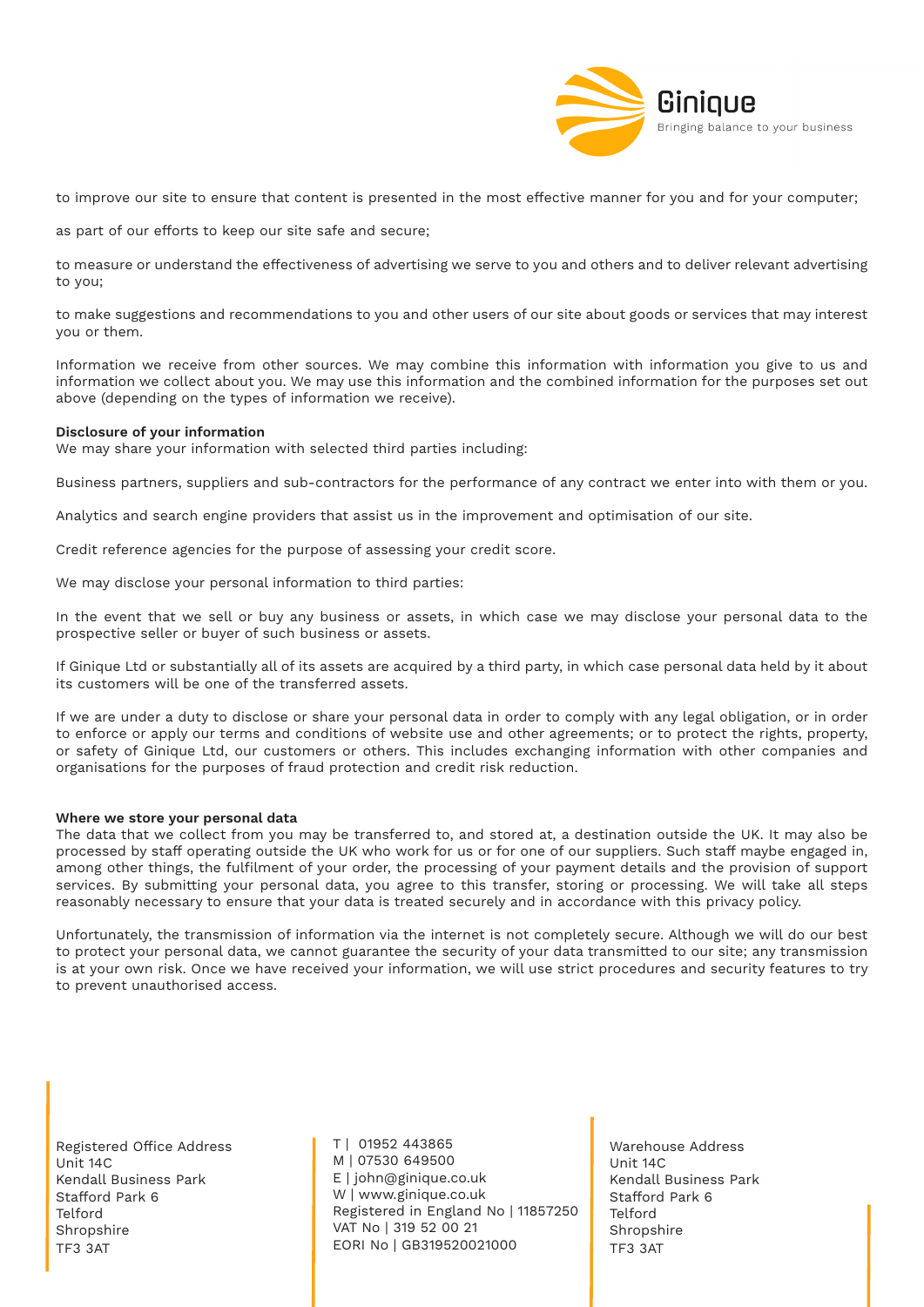to improve our site to ensure that content is presented in the most effective manner for you and for your computer;

as part of our efforts to keep our site safe and secure;

to measure or understand the effectiveness of advertising we serve to you and others and to deliver relevant advertising to you;

to make suggestions and recommendations to you and other users of our site about goods or services that may interest you or them.

Information we receive from other sources. We may combine this information with information you give to us and information we collect about you. We may use this information and the combined information for the purposes set out above (depending on the types of information we receive).

**Disclosure of your information**
We may share your information with selected third parties including:

Business partners, suppliers and sub-contractors for the performance of any contract we enter into with them or you.

Analytics and search engine providers that assist us in the improvement and optimisation of our site.

Credit reference agencies for the purpose of assessing your credit score.

We may disclose your personal information to third parties:

In the event that we sell or buy any business or assets, in which case we may disclose your personal data to the prospective seller or buyer of such business or assets.

If Ginique Ltd or substantially all of its assets are acquired by a third party, in which case personal data held by it about its customers will be one of the transferred assets.

If we are under a duty to disclose or share your personal data in order to comply with any legal obligation, or in order to enforce or apply our terms and conditions of website use and other agreements; or to protect the rights, property, or safety of Ginique Ltd, our customers or others. This includes exchanging information with other companies and organisations for the purposes of fraud protection and credit risk reduction.

**Where we store your personal data**
The data that we collect from you may be transferred to, and stored at, a destination outside the UK. It may also be processed by staff operating outside the UK who work for us or for one of our suppliers. Such staff maybe engaged in, among other things, the fulfilment of your order, the processing of your payment details and the provision of support services. By submitting your personal data, you agree to this transfer, storing or processing. We will take all steps reasonably necessary to ensure that your data is treated securely and in accordance with this privacy policy.

Unfortunately, the transmission of information via the internet is not completely secure. Although we will do our best to protect your personal data, we cannot guarantee the security of your data transmitted to our site; any transmission is at your own risk. Once we have received your information, we will use strict procedures and security features to try to prevent unauthorised access.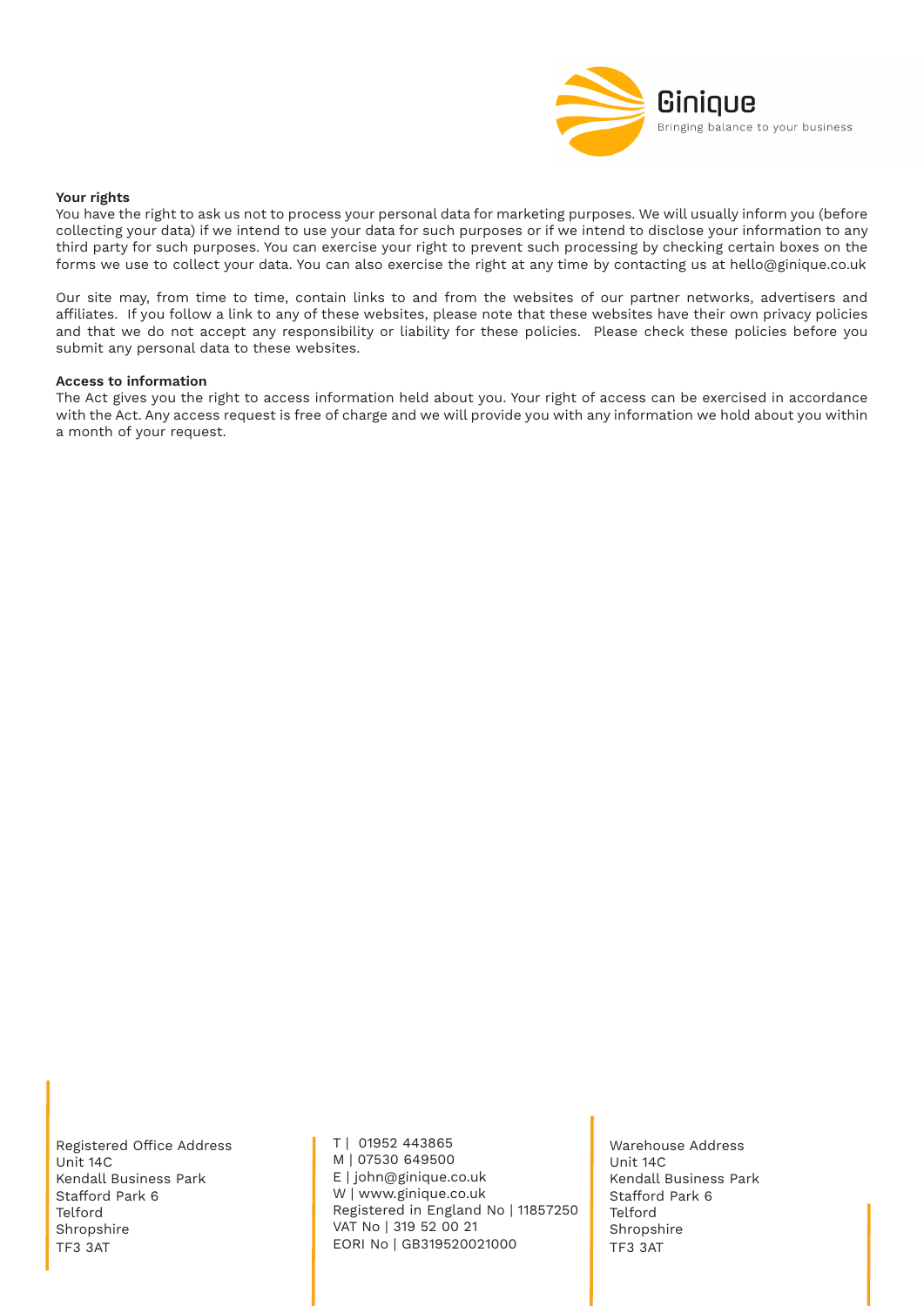**Your rights**

You have the right to ask us not to process your personal data for marketing purposes. We will usually inform you (before collecting your data) if we intend to use your data for such purposes or if we intend to disclose your information to any third party for such purposes. You can exercise your right to prevent such processing by checking certain boxes on the forms we use to collect your data. You can also exercise the right at any time by contacting us at hello@ginique.co.uk

Our site may, from time to time, contain links to and from the websites of our partner networks, advertisers and affiliates. If you follow a link to any of these websites, please note that these websites have their own privacy policies and that we do not accept any responsibility or liability for these policies. Please check these policies before you submit any personal data to these websites.

**Access to information**

The Act gives you the right to access information held about you. Your right of access can be exercised in accordance with the Act. Any access request is free of charge and we will provide you with any information we hold about you within a month of your request.

Registered Office Address
Unit 14C
Kendall Business Park
Stafford Park 6
Telford
Shropshire
TF3 3AT

T | 01952 443865
M | 07530 649500
E | john@ginique.co.uk
W | www.ginique.co.uk
Registered in England No | 11857250
VAT No | 319 52 00 21
EORI No | GB319520021000

Warehouse Address
Unit 14C
Kendall Business Park
Stafford Park 6
Telford
Shropshire
TF3 3AT